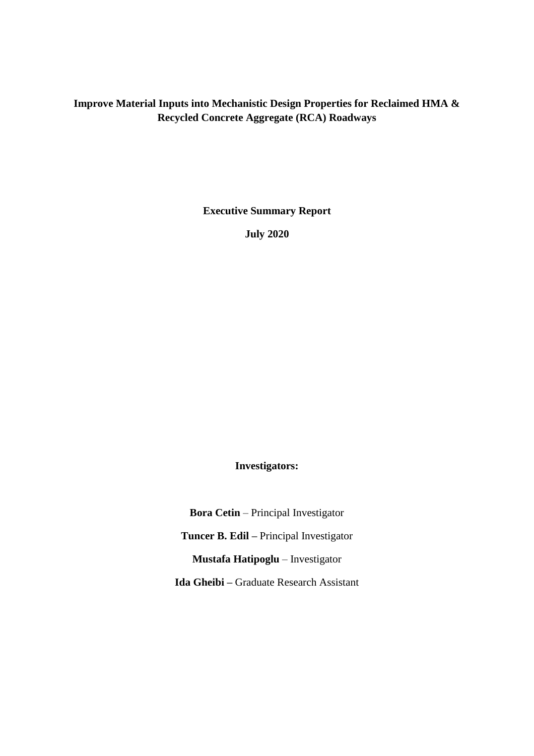# Improve Material Inputs into Mechanistic Design Properties for Reclaimed HMA & Recycled Concrete Aggregate (RCA) Roadways

**Executive Summary Report**

**July 2020**

**Investigators:**

**Bora Cetin** – Principal Investigator

**Tuncer B. Edil –** Principal Investigator

**Mustafa Hatipoglu** – Investigator

**Ida Gheibi –** Graduate Research Assistant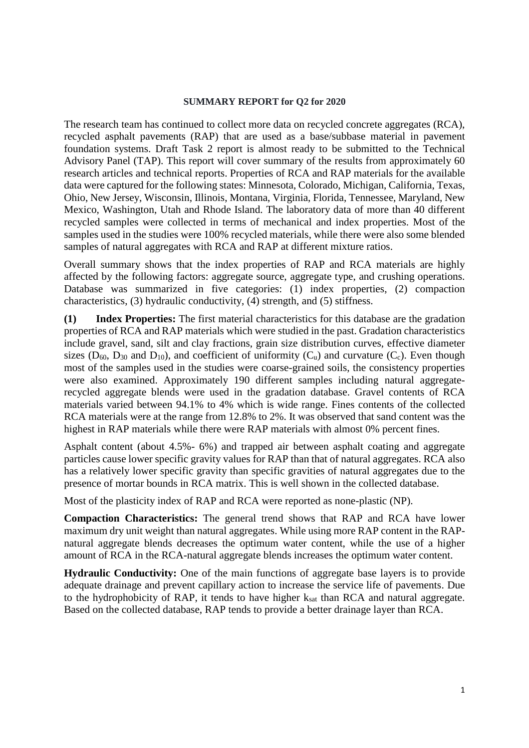**SUMMARY REPORT for Q2 for 2020**

The research team has continued to collect more data on recycled concrete aggregates (RCA), recycled asphalt pavements (RAP) that are used as a base/subbase material in pavement foundation systems. Draft Task 2 report is almost ready to be submitted to the Technical Advisory Panel (TAP). This report will cover summary of the results from approximately 60 research articles and technical reports. Properties of RCA and RAP materials for the available data were captured for the following states: Minnesota, Colorado, Michigan, California, Texas, Ohio, New Jersey, Wisconsin, Illinois, Montana, Virginia, Florida, Tennessee, Maryland, New Mexico, Washington, Utah and Rhode Island. The laboratory data of more than 40 different recycled samples were collected in terms of mechanical and index properties. Most of the samples used in the studies were 100% recycled materials, while there were also some blended samples of natural aggregates with RCA and RAP at different mixture ratios.

Overall summary shows that the index properties of RAP and RCA materials are highly affected by the following factors: aggregate source, aggregate type, and crushing operations. Database was summarized in five categories: (1) index properties, (2) compaction characteristics, (3) hydraulic conductivity, (4) strength, and (5) stiffness.

**(1) Index Properties:** The first material characteristics for this database are the gradation properties of RCA and RAP materials which were studied in the past. Gradation characteristics include gravel, sand, silt and clay fractions, grain size distribution curves, effective diameter sizes ($D_{60}$, $D_{30}$ and $D_{10}$), and coefficient of uniformity ($C_u$) and curvature ($C_c$). Even though most of the samples used in the studies were coarse-grained soils, the consistency properties were also examined. Approximately 190 different samples including natural aggregate-recycled aggregate blends were used in the gradation database. Gravel contents of RCA materials varied between 94.1% to 4% which is wide range. Fines contents of the collected RCA materials were at the range from 12.8% to 2%. It was observed that sand content was the highest in RAP materials while there were RAP materials with almost 0% percent fines.

Asphalt content (about 4.5%- 6%) and trapped air between asphalt coating and aggregate particles cause lower specific gravity values for RAP than that of natural aggregates. RCA also has a relatively lower specific gravity than specific gravities of natural aggregates due to the presence of mortar bounds in RCA matrix. This is well shown in the collected database.

Most of the plasticity index of RAP and RCA were reported as none-plastic (NP).

**Compaction Characteristics:** The general trend shows that RAP and RCA have lower maximum dry unit weight than natural aggregates. While using more RAP content in the RAP-natural aggregate blends decreases the optimum water content, while the use of a higher amount of RCA in the RCA-natural aggregate blends increases the optimum water content.

**Hydraulic Conductivity:** One of the main functions of aggregate base layers is to provide adequate drainage and prevent capillary action to increase the service life of pavements. Due to the hydrophobicity of RAP, it tends to have higher $k_{sat}$ than RCA and natural aggregate. Based on the collected database, RAP tends to provide a better drainage layer than RCA.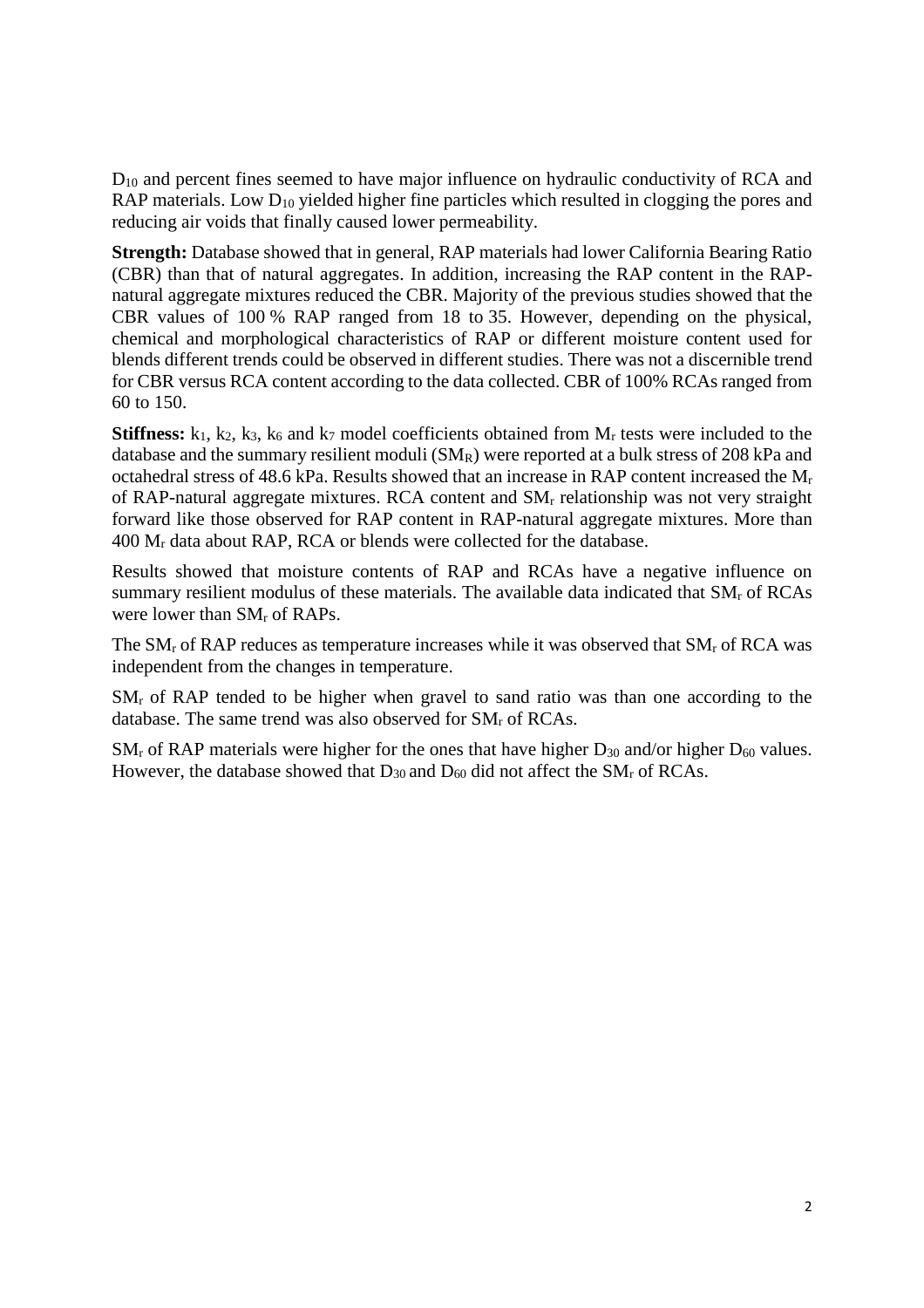$D_{10}$ and percent fines seemed to have major influence on hydraulic conductivity of RCA and RAP materials. Low $D_{10}$ yielded higher fine particles which resulted in clogging the pores and reducing air voids that finally caused lower permeability.

**Strength:** Database showed that in general, RAP materials had lower California Bearing Ratio (CBR) than that of natural aggregates. In addition, increasing the RAP content in the RAP-natural aggregate mixtures reduced the CBR. Majority of the previous studies showed that the CBR values of 100 % RAP ranged from 18 to 35. However, depending on the physical, chemical and morphological characteristics of RAP or different moisture content used for blends different trends could be observed in different studies. There was not a discernible trend for CBR versus RCA content according to the data collected. CBR of 100% RCAs ranged from 60 to 150.

**Stiffness:** $k_1$, $k_2$, $k_3$, $k_6$ and $k_7$ model coefficients obtained from $M_r$ tests were included to the database and the summary resilient moduli ($SM_R$) were reported at a bulk stress of 208 kPa and octahedral stress of 48.6 kPa. Results showed that an increase in RAP content increased the $M_r$ of RAP-natural aggregate mixtures. RCA content and $SM_r$ relationship was not very straight forward like those observed for RAP content in RAP-natural aggregate mixtures. More than 400 $M_r$ data about RAP, RCA or blends were collected for the database.

Results showed that moisture contents of RAP and RCAs have a negative influence on summary resilient modulus of these materials. The available data indicated that $SM_r$ of RCAs were lower than $SM_r$ of RAPs.

The $SM_r$ of RAP reduces as temperature increases while it was observed that $SM_r$ of RCA was independent from the changes in temperature.

$SM_r$ of RAP tended to be higher when gravel to sand ratio was than one according to the database. The same trend was also observed for $SM_r$ of RCAs.

$SM_r$ of RAP materials were higher for the ones that have higher $D_{30}$ and/or higher $D_{60}$ values. However, the database showed that $D_{30}$ and $D_{60}$ did not affect the $SM_r$ of RCAs.